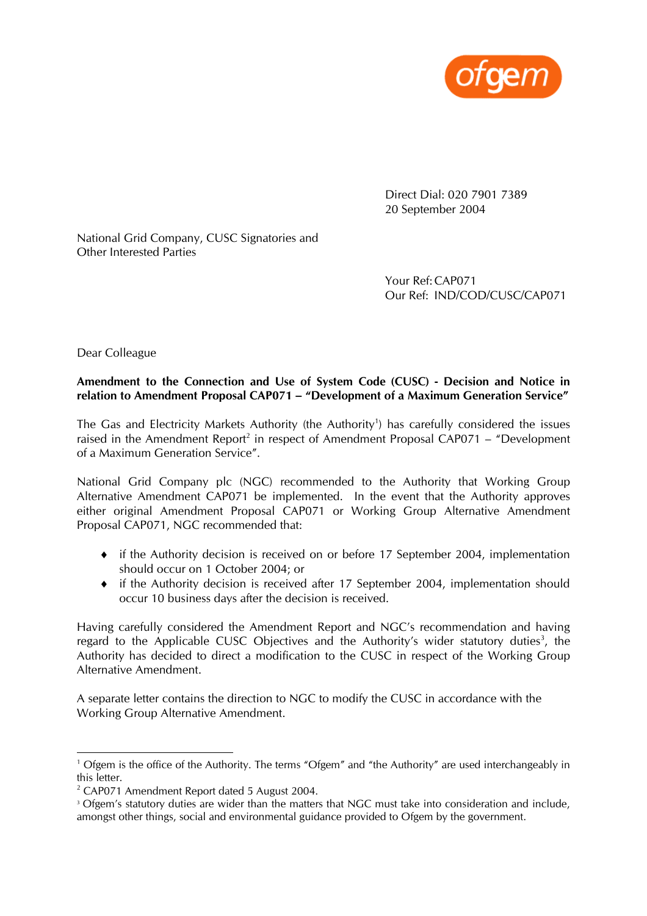ofgem

Direct Dial: 020 7901 7389
20 September 2004

National Grid Company, CUSC Signatories and
Other Interested Parties

Your Ref: CAP071
Our Ref: IND/COD/CUSC/CAP071

Dear Colleague

**Amendment to the Connection and Use of System Code (CUSC) - Decision and Notice in relation to Amendment Proposal CAP071 – "Development of a Maximum Generation Service"**

The Gas and Electricity Markets Authority (the Authority[1]) has carefully considered the issues raised in the Amendment Report[2] in respect of Amendment Proposal CAP071 – "Development of a Maximum Generation Service".

National Grid Company plc (NGC) recommended to the Authority that Working Group Alternative Amendment CAP071 be implemented. In the event that the Authority approves either original Amendment Proposal CAP071 or Working Group Alternative Amendment Proposal CAP071, NGC recommended that:

- if the Authority decision is received on or before 17 September 2004, implementation should occur on 1 October 2004; or
- if the Authority decision is received after 17 September 2004, implementation should occur 10 business days after the decision is received.

Having carefully considered the Amendment Report and NGC's recommendation and having regard to the Applicable CUSC Objectives and the Authority's wider statutory duties[3], the Authority has decided to direct a modification to the CUSC in respect of the Working Group Alternative Amendment.

A separate letter contains the direction to NGC to modify the CUSC in accordance with the Working Group Alternative Amendment.

[1] Ofgem is the office of the Authority. The terms "Ofgem" and "the Authority" are used interchangeably in this letter.

[2] CAP071 Amendment Report dated 5 August 2004.

[3] Ofgem's statutory duties are wider than the matters that NGC must take into consideration and include, amongst other things, social and environmental guidance provided to Ofgem by the government.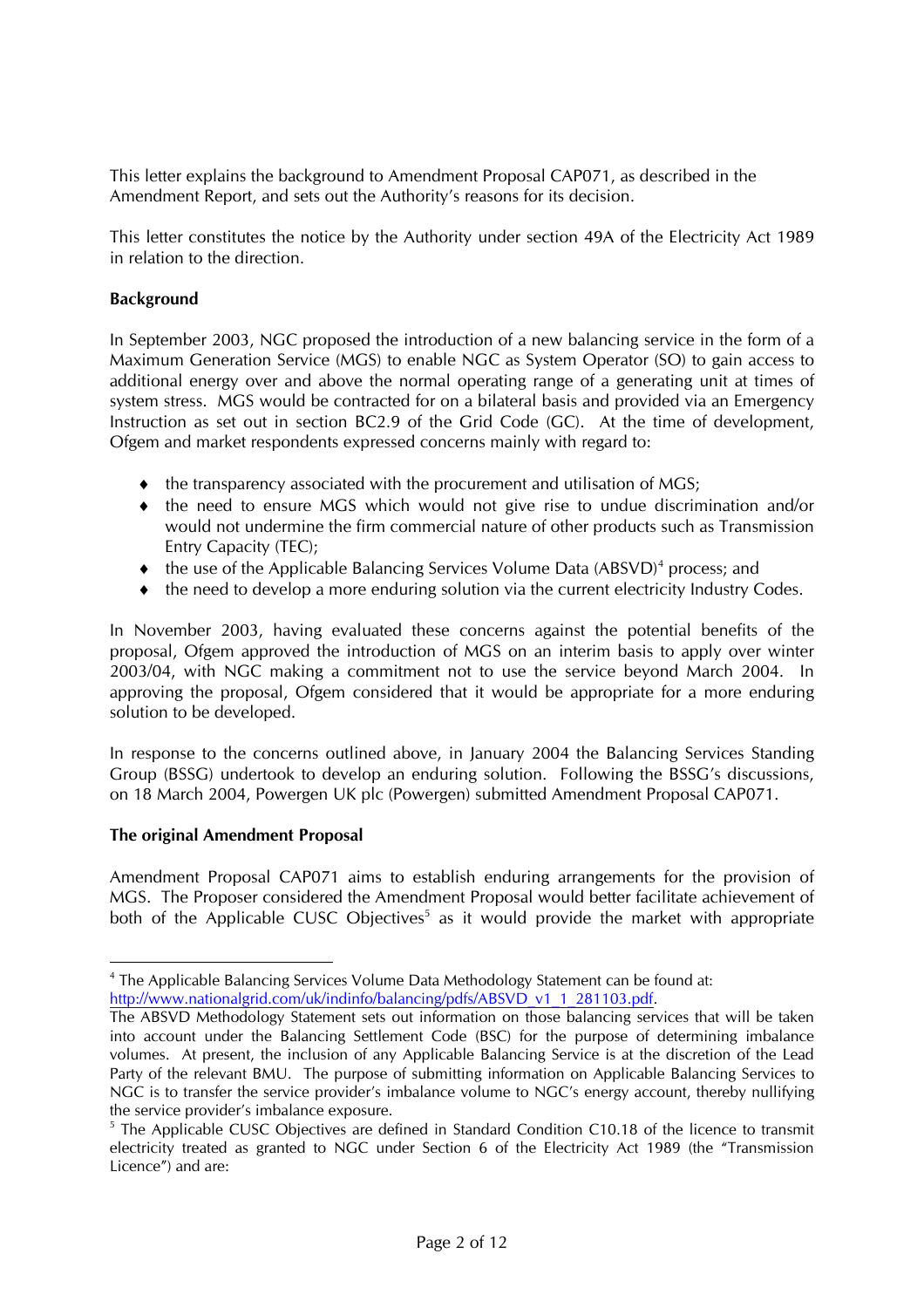This letter explains the background to Amendment Proposal CAP071, as described in the Amendment Report, and sets out the Authority's reasons for its decision.

This letter constitutes the notice by the Authority under section 49A of the Electricity Act 1989 in relation to the direction.

**Background**

In September 2003, NGC proposed the introduction of a new balancing service in the form of a Maximum Generation Service (MGS) to enable NGC as System Operator (SO) to gain access to additional energy over and above the normal operating range of a generating unit at times of system stress. MGS would be contracted for on a bilateral basis and provided via an Emergency Instruction as set out in section BC2.9 of the Grid Code (GC). At the time of development, Ofgem and market respondents expressed concerns mainly with regard to:

- the transparency associated with the procurement and utilisation of MGS;
- the need to ensure MGS which would not give rise to undue discrimination and/or would not undermine the firm commercial nature of other products such as Transmission Entry Capacity (TEC);
- the use of the Applicable Balancing Services Volume Data (ABSVD)[4] process; and
- the need to develop a more enduring solution via the current electricity Industry Codes.

In November 2003, having evaluated these concerns against the potential benefits of the proposal, Ofgem approved the introduction of MGS on an interim basis to apply over winter 2003/04, with NGC making a commitment not to use the service beyond March 2004. In approving the proposal, Ofgem considered that it would be appropriate for a more enduring solution to be developed.

In response to the concerns outlined above, in January 2004 the Balancing Services Standing Group (BSSG) undertook to develop an enduring solution. Following the BSSG's discussions, on 18 March 2004, Powergen UK plc (Powergen) submitted Amendment Proposal CAP071.

**The original Amendment Proposal**

Amendment Proposal CAP071 aims to establish enduring arrangements for the provision of MGS. The Proposer considered the Amendment Proposal would better facilitate achievement of both of the Applicable CUSC Objectives[5] as it would provide the market with appropriate

---

[4] The Applicable Balancing Services Volume Data Methodology Statement can be found at: http://www.nationalgrid.com/uk/indinfo/balancing/pdfs/ABSVD_v1_1_281103.pdf.
The ABSVD Methodology Statement sets out information on those balancing services that will be taken into account under the Balancing Settlement Code (BSC) for the purpose of determining imbalance volumes. At present, the inclusion of any Applicable Balancing Service is at the discretion of the Lead Party of the relevant BMU. The purpose of submitting information on Applicable Balancing Services to NGC is to transfer the service provider's imbalance volume to NGC's energy account, thereby nullifying the service provider's imbalance exposure.

[5] The Applicable CUSC Objectives are defined in Standard Condition C10.18 of the licence to transmit electricity treated as granted to NGC under Section 6 of the Electricity Act 1989 (the "Transmission Licence") and are: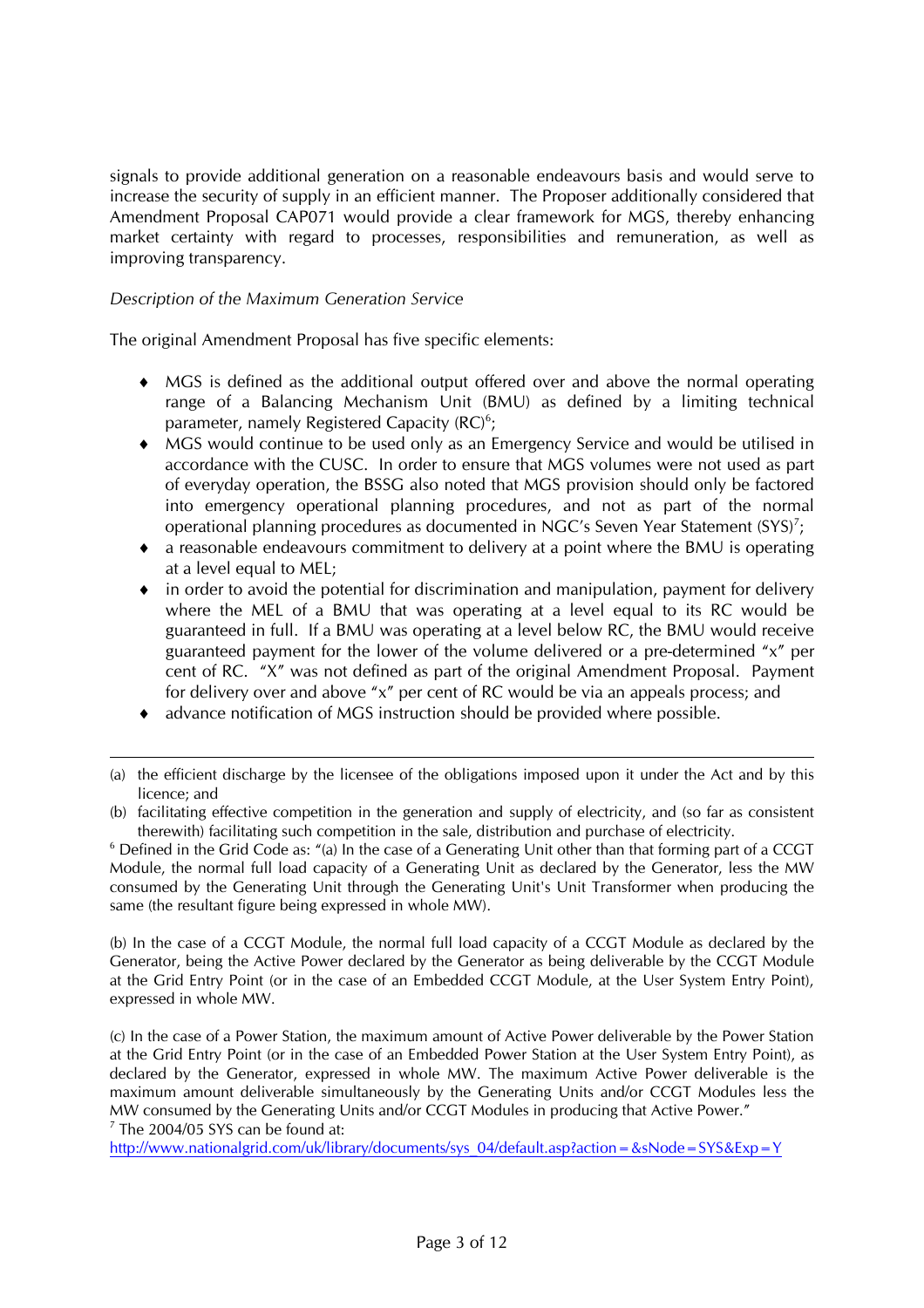signals to provide additional generation on a reasonable endeavours basis and would serve to increase the security of supply in an efficient manner. The Proposer additionally considered that Amendment Proposal CAP071 would provide a clear framework for MGS, thereby enhancing market certainty with regard to processes, responsibilities and remuneration, as well as improving transparency.

*Description of the Maximum Generation Service*

The original Amendment Proposal has five specific elements:

- MGS is defined as the additional output offered over and above the normal operating range of a Balancing Mechanism Unit (BMU) as defined by a limiting technical parameter, namely Registered Capacity (RC)[6];
- MGS would continue to be used only as an Emergency Service and would be utilised in accordance with the CUSC. In order to ensure that MGS volumes were not used as part of everyday operation, the BSSG also noted that MGS provision should only be factored into emergency operational planning procedures, and not as part of the normal operational planning procedures as documented in NGC's Seven Year Statement (SYS)[7];
- a reasonable endeavours commitment to delivery at a point where the BMU is operating at a level equal to MEL;
- in order to avoid the potential for discrimination and manipulation, payment for delivery where the MEL of a BMU that was operating at a level equal to its RC would be guaranteed in full. If a BMU was operating at a level below RC, the BMU would receive guaranteed payment for the lower of the volume delivered or a pre-determined "x" per cent of RC. "X" was not defined as part of the original Amendment Proposal. Payment for delivery over and above "x" per cent of RC would be via an appeals process; and
- advance notification of MGS instruction should be provided where possible.

---

(a) the efficient discharge by the licensee of the obligations imposed upon it under the Act and by this licence; and

(b) facilitating effective competition in the generation and supply of electricity, and (so far as consistent therewith) facilitating such competition in the sale, distribution and purchase of electricity.

[6] Defined in the Grid Code as: "(a) In the case of a Generating Unit other than that forming part of a CCGT Module, the normal full load capacity of a Generating Unit as declared by the Generator, less the MW consumed by the Generating Unit through the Generating Unit's Unit Transformer when producing the same (the resultant figure being expressed in whole MW).

(b) In the case of a CCGT Module, the normal full load capacity of a CCGT Module as declared by the Generator, being the Active Power declared by the Generator as being deliverable by the CCGT Module at the Grid Entry Point (or in the case of an Embedded CCGT Module, at the User System Entry Point), expressed in whole MW.

(c) In the case of a Power Station, the maximum amount of Active Power deliverable by the Power Station at the Grid Entry Point (or in the case of an Embedded Power Station at the User System Entry Point), as declared by the Generator, expressed in whole MW. The maximum Active Power deliverable is the maximum amount deliverable simultaneously by the Generating Units and/or CCGT Modules less the MW consumed by the Generating Units and/or CCGT Modules in producing that Active Power."

[7] The 2004/05 SYS can be found at: http://www.nationalgrid.com/uk/library/documents/sys_04/default.asp?action=&sNode=SYS&Exp=Y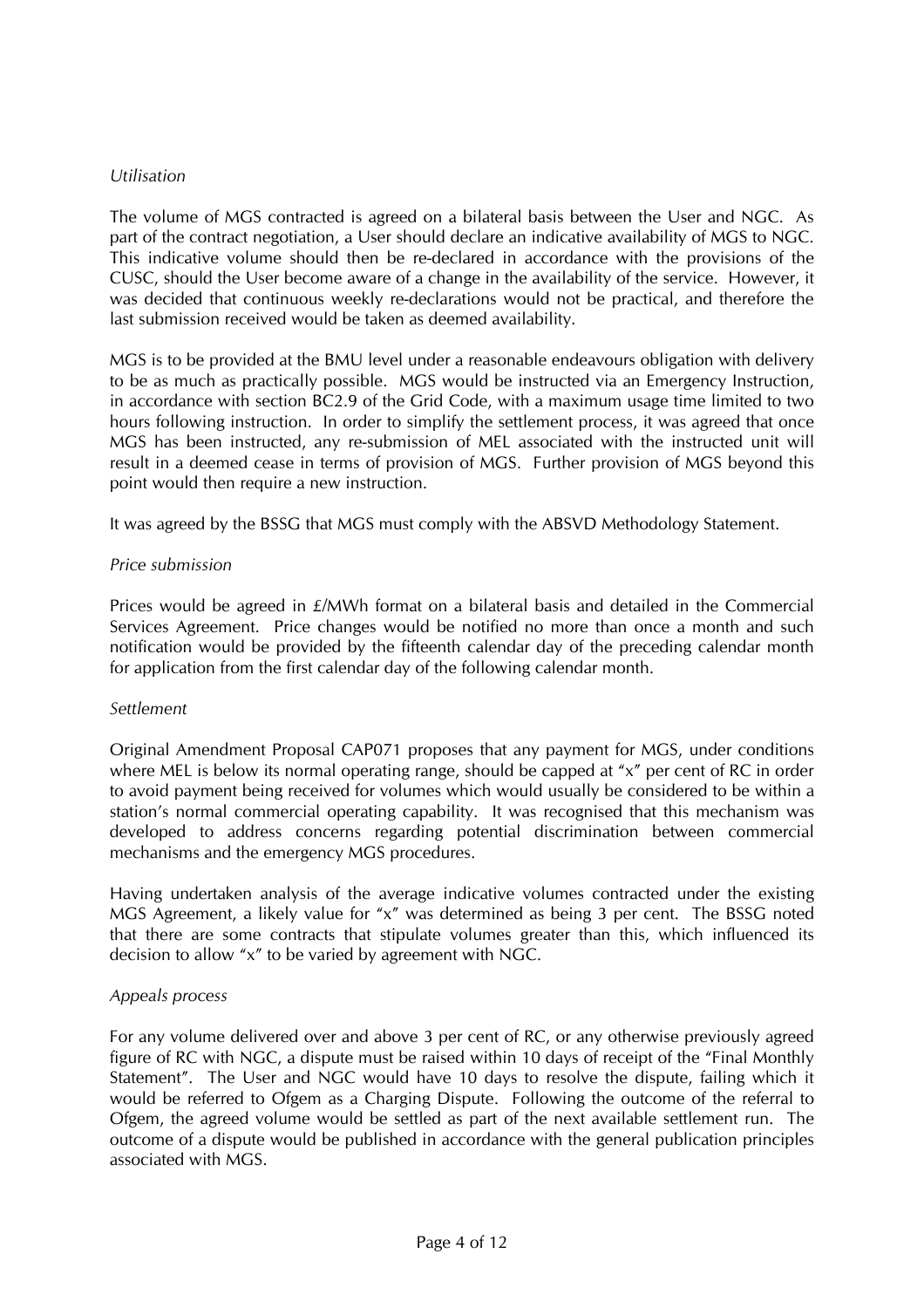*Utilisation*

The volume of MGS contracted is agreed on a bilateral basis between the User and NGC. As part of the contract negotiation, a User should declare an indicative availability of MGS to NGC. This indicative volume should then be re-declared in accordance with the provisions of the CUSC, should the User become aware of a change in the availability of the service. However, it was decided that continuous weekly re-declarations would not be practical, and therefore the last submission received would be taken as deemed availability.

MGS is to be provided at the BMU level under a reasonable endeavours obligation with delivery to be as much as practically possible. MGS would be instructed via an Emergency Instruction, in accordance with section BC2.9 of the Grid Code, with a maximum usage time limited to two hours following instruction. In order to simplify the settlement process, it was agreed that once MGS has been instructed, any re-submission of MEL associated with the instructed unit will result in a deemed cease in terms of provision of MGS. Further provision of MGS beyond this point would then require a new instruction.

It was agreed by the BSSG that MGS must comply with the ABSVD Methodology Statement.

*Price submission*

Prices would be agreed in £/MWh format on a bilateral basis and detailed in the Commercial Services Agreement. Price changes would be notified no more than once a month and such notification would be provided by the fifteenth calendar day of the preceding calendar month for application from the first calendar day of the following calendar month.

*Settlement*

Original Amendment Proposal CAP071 proposes that any payment for MGS, under conditions where MEL is below its normal operating range, should be capped at "x" per cent of RC in order to avoid payment being received for volumes which would usually be considered to be within a station's normal commercial operating capability. It was recognised that this mechanism was developed to address concerns regarding potential discrimination between commercial mechanisms and the emergency MGS procedures.

Having undertaken analysis of the average indicative volumes contracted under the existing MGS Agreement, a likely value for "x" was determined as being 3 per cent. The BSSG noted that there are some contracts that stipulate volumes greater than this, which influenced its decision to allow "x" to be varied by agreement with NGC.

*Appeals process*

For any volume delivered over and above 3 per cent of RC, or any otherwise previously agreed figure of RC with NGC, a dispute must be raised within 10 days of receipt of the "Final Monthly Statement". The User and NGC would have 10 days to resolve the dispute, failing which it would be referred to Ofgem as a Charging Dispute. Following the outcome of the referral to Ofgem, the agreed volume would be settled as part of the next available settlement run. The outcome of a dispute would be published in accordance with the general publication principles associated with MGS.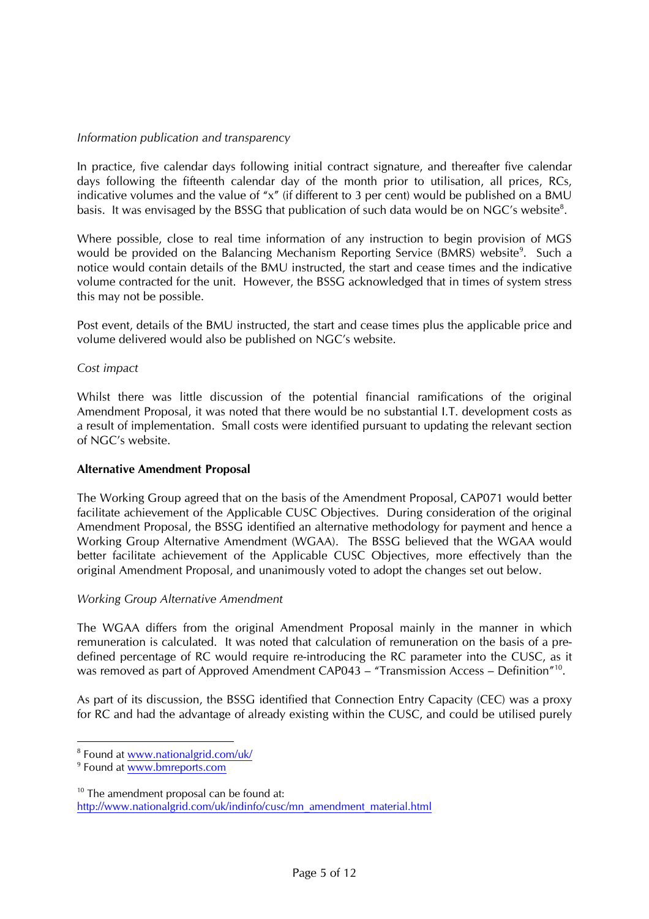*Information publication and transparency*

In practice, five calendar days following initial contract signature, and thereafter five calendar days following the fifteenth calendar day of the month prior to utilisation, all prices, RCs, indicative volumes and the value of "x" (if different to 3 per cent) would be published on a BMU basis. It was envisaged by the BSSG that publication of such data would be on NGC's website[8].

Where possible, close to real time information of any instruction to begin provision of MGS would be provided on the Balancing Mechanism Reporting Service (BMRS) website[9]. Such a notice would contain details of the BMU instructed, the start and cease times and the indicative volume contracted for the unit. However, the BSSG acknowledged that in times of system stress this may not be possible.

Post event, details of the BMU instructed, the start and cease times plus the applicable price and volume delivered would also be published on NGC's website.

*Cost impact*

Whilst there was little discussion of the potential financial ramifications of the original Amendment Proposal, it was noted that there would be no substantial I.T. development costs as a result of implementation. Small costs were identified pursuant to updating the relevant section of NGC's website.

**Alternative Amendment Proposal**

The Working Group agreed that on the basis of the Amendment Proposal, CAP071 would better facilitate achievement of the Applicable CUSC Objectives. During consideration of the original Amendment Proposal, the BSSG identified an alternative methodology for payment and hence a Working Group Alternative Amendment (WGAA). The BSSG believed that the WGAA would better facilitate achievement of the Applicable CUSC Objectives, more effectively than the original Amendment Proposal, and unanimously voted to adopt the changes set out below.

*Working Group Alternative Amendment*

The WGAA differs from the original Amendment Proposal mainly in the manner in which remuneration is calculated. It was noted that calculation of remuneration on the basis of a pre-defined percentage of RC would require re-introducing the RC parameter into the CUSC, as it was removed as part of Approved Amendment CAP043 – "Transmission Access – Definition"[10].

As part of its discussion, the BSSG identified that Connection Entry Capacity (CEC) was a proxy for RC and had the advantage of already existing within the CUSC, and could be utilised purely

---

[8] Found at www.nationalgrid.com/uk/

[9] Found at www.bmreports.com

[10] The amendment proposal can be found at: http://www.nationalgrid.com/uk/indinfo/cusc/mn_amendment_material.html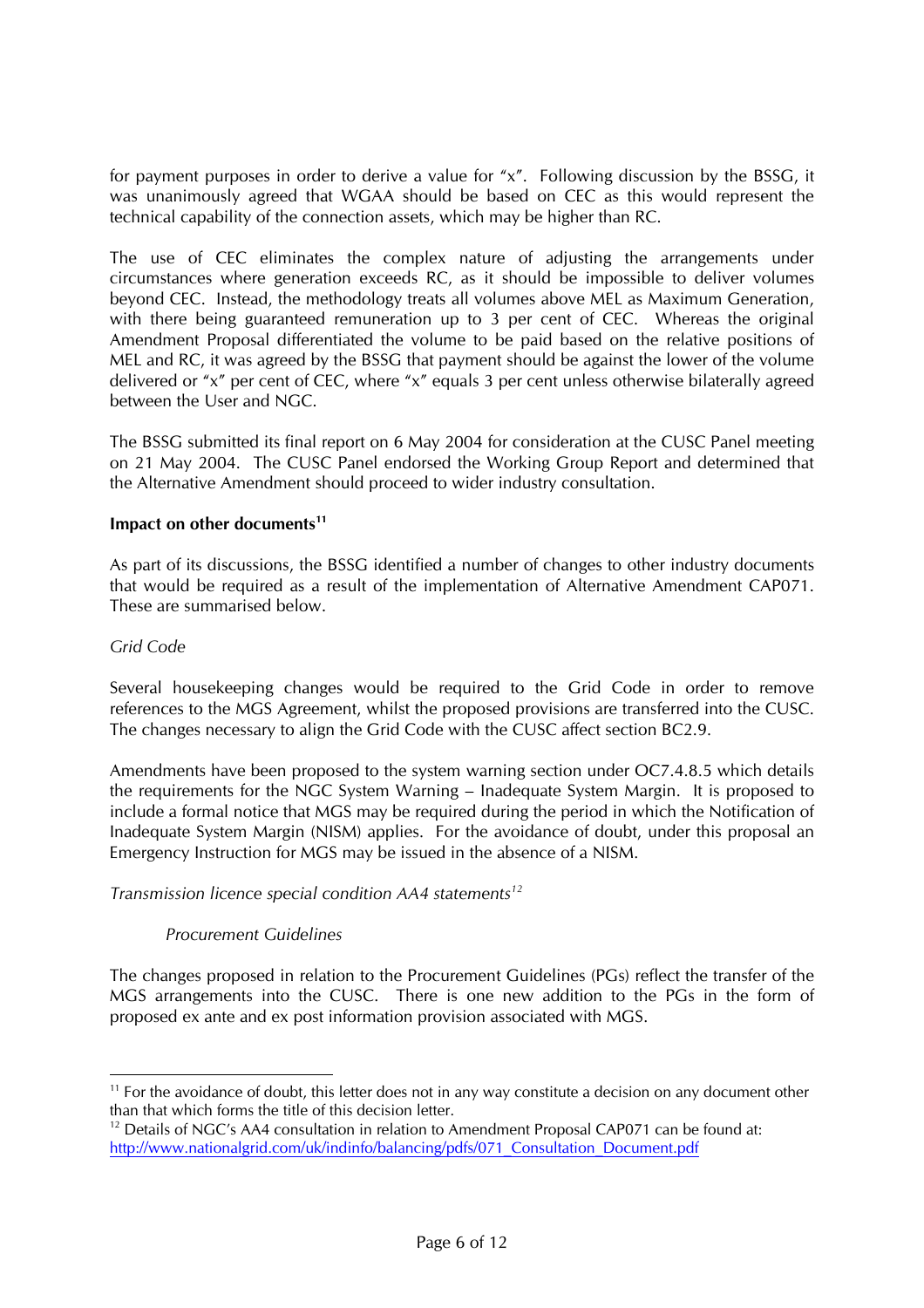for payment purposes in order to derive a value for "x". Following discussion by the BSSG, it was unanimously agreed that WGAA should be based on CEC as this would represent the technical capability of the connection assets, which may be higher than RC.

The use of CEC eliminates the complex nature of adjusting the arrangements under circumstances where generation exceeds RC, as it should be impossible to deliver volumes beyond CEC. Instead, the methodology treats all volumes above MEL as Maximum Generation, with there being guaranteed remuneration up to 3 per cent of CEC. Whereas the original Amendment Proposal differentiated the volume to be paid based on the relative positions of MEL and RC, it was agreed by the BSSG that payment should be against the lower of the volume delivered or "x" per cent of CEC, where "x" equals 3 per cent unless otherwise bilaterally agreed between the User and NGC.

The BSSG submitted its final report on 6 May 2004 for consideration at the CUSC Panel meeting on 21 May 2004. The CUSC Panel endorsed the Working Group Report and determined that the Alternative Amendment should proceed to wider industry consultation.

**Impact on other documents[11]**

As part of its discussions, the BSSG identified a number of changes to other industry documents that would be required as a result of the implementation of Alternative Amendment CAP071. These are summarised below.

*Grid Code*

Several housekeeping changes would be required to the Grid Code in order to remove references to the MGS Agreement, whilst the proposed provisions are transferred into the CUSC. The changes necessary to align the Grid Code with the CUSC affect section BC2.9.

Amendments have been proposed to the system warning section under OC7.4.8.5 which details the requirements for the NGC System Warning – Inadequate System Margin. It is proposed to include a formal notice that MGS may be required during the period in which the Notification of Inadequate System Margin (NISM) applies. For the avoidance of doubt, under this proposal an Emergency Instruction for MGS may be issued in the absence of a NISM.

*Transmission licence special condition AA4 statements[12]*

*Procurement Guidelines*

The changes proposed in relation to the Procurement Guidelines (PGs) reflect the transfer of the MGS arrangements into the CUSC. There is one new addition to the PGs in the form of proposed ex ante and ex post information provision associated with MGS.

---

[11] For the avoidance of doubt, this letter does not in any way constitute a decision on any document other than that which forms the title of this decision letter.

[12] Details of NGC's AA4 consultation in relation to Amendment Proposal CAP071 can be found at: http://www.nationalgrid.com/uk/indinfo/balancing/pdfs/071_Consultation_Document.pdf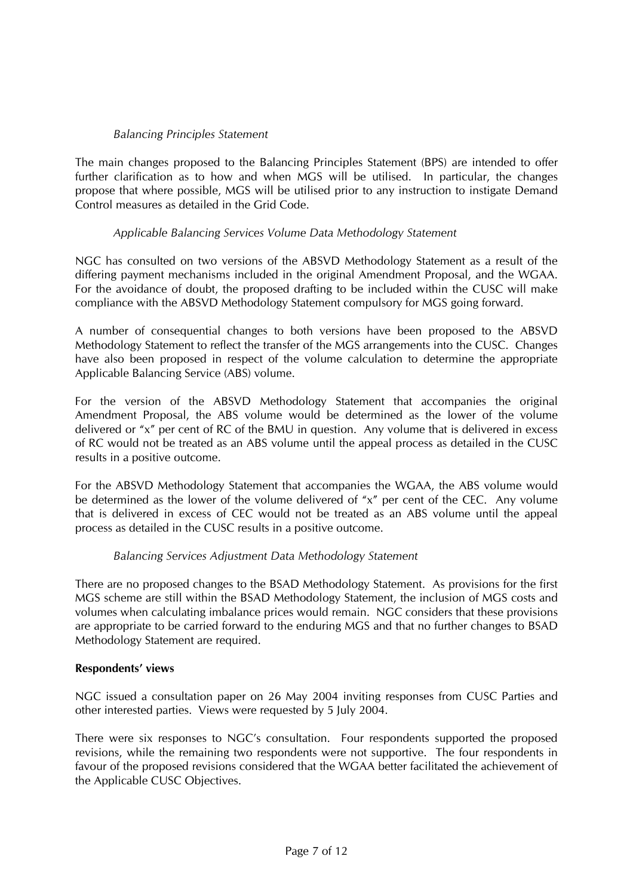*Balancing Principles Statement*

The main changes proposed to the Balancing Principles Statement (BPS) are intended to offer further clarification as to how and when MGS will be utilised. In particular, the changes propose that where possible, MGS will be utilised prior to any instruction to instigate Demand Control measures as detailed in the Grid Code.

*Applicable Balancing Services Volume Data Methodology Statement*

NGC has consulted on two versions of the ABSVD Methodology Statement as a result of the differing payment mechanisms included in the original Amendment Proposal, and the WGAA. For the avoidance of doubt, the proposed drafting to be included within the CUSC will make compliance with the ABSVD Methodology Statement compulsory for MGS going forward.

A number of consequential changes to both versions have been proposed to the ABSVD Methodology Statement to reflect the transfer of the MGS arrangements into the CUSC. Changes have also been proposed in respect of the volume calculation to determine the appropriate Applicable Balancing Service (ABS) volume.

For the version of the ABSVD Methodology Statement that accompanies the original Amendment Proposal, the ABS volume would be determined as the lower of the volume delivered or "x" per cent of RC of the BMU in question. Any volume that is delivered in excess of RC would not be treated as an ABS volume until the appeal process as detailed in the CUSC results in a positive outcome.

For the ABSVD Methodology Statement that accompanies the WGAA, the ABS volume would be determined as the lower of the volume delivered of "x" per cent of the CEC. Any volume that is delivered in excess of CEC would not be treated as an ABS volume until the appeal process as detailed in the CUSC results in a positive outcome.

*Balancing Services Adjustment Data Methodology Statement*

There are no proposed changes to the BSAD Methodology Statement. As provisions for the first MGS scheme are still within the BSAD Methodology Statement, the inclusion of MGS costs and volumes when calculating imbalance prices would remain. NGC considers that these provisions are appropriate to be carried forward to the enduring MGS and that no further changes to BSAD Methodology Statement are required.

**Respondents' views**

NGC issued a consultation paper on 26 May 2004 inviting responses from CUSC Parties and other interested parties. Views were requested by 5 July 2004.

There were six responses to NGC's consultation. Four respondents supported the proposed revisions, while the remaining two respondents were not supportive. The four respondents in favour of the proposed revisions considered that the WGAA better facilitated the achievement of the Applicable CUSC Objectives.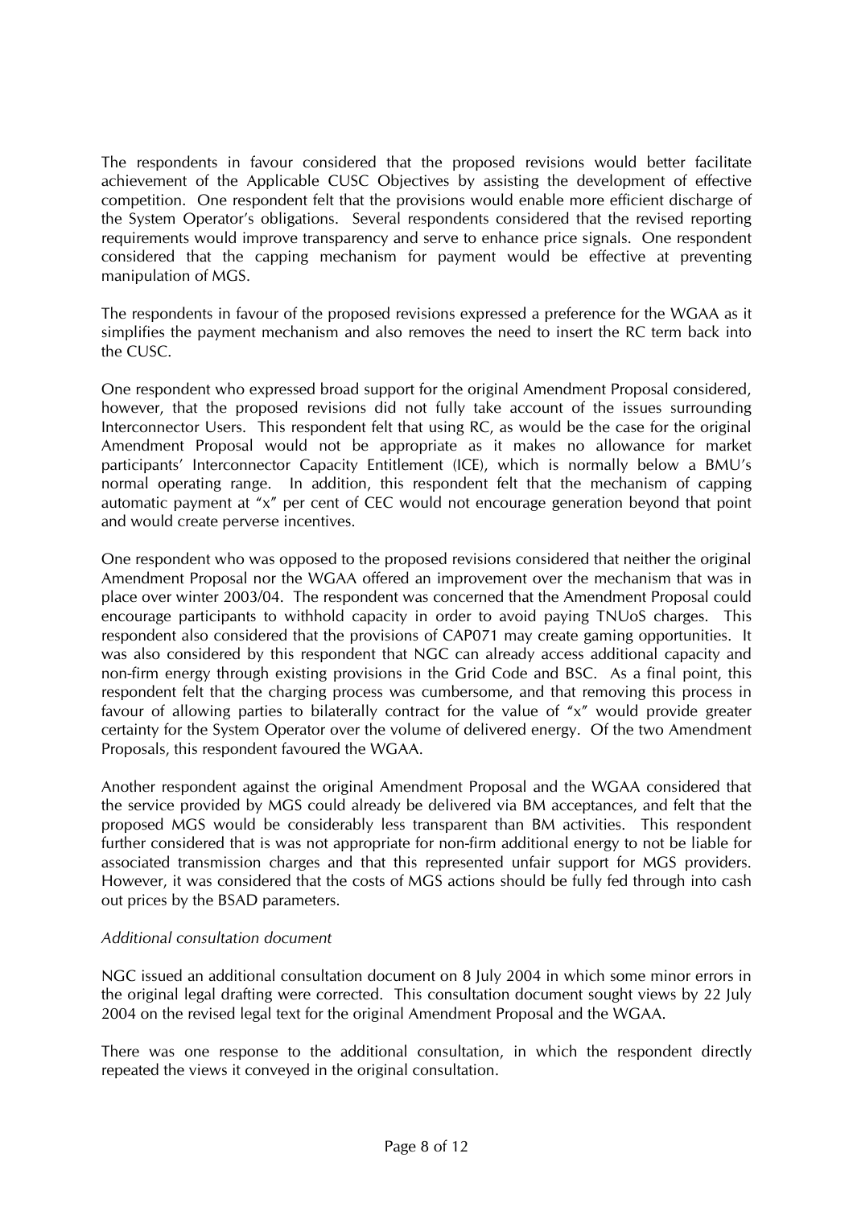The respondents in favour considered that the proposed revisions would better facilitate achievement of the Applicable CUSC Objectives by assisting the development of effective competition. One respondent felt that the provisions would enable more efficient discharge of the System Operator's obligations. Several respondents considered that the revised reporting requirements would improve transparency and serve to enhance price signals. One respondent considered that the capping mechanism for payment would be effective at preventing manipulation of MGS.

The respondents in favour of the proposed revisions expressed a preference for the WGAA as it simplifies the payment mechanism and also removes the need to insert the RC term back into the CUSC.

One respondent who expressed broad support for the original Amendment Proposal considered, however, that the proposed revisions did not fully take account of the issues surrounding Interconnector Users. This respondent felt that using RC, as would be the case for the original Amendment Proposal would not be appropriate as it makes no allowance for market participants' Interconnector Capacity Entitlement (ICE), which is normally below a BMU's normal operating range. In addition, this respondent felt that the mechanism of capping automatic payment at "x" per cent of CEC would not encourage generation beyond that point and would create perverse incentives.

One respondent who was opposed to the proposed revisions considered that neither the original Amendment Proposal nor the WGAA offered an improvement over the mechanism that was in place over winter 2003/04. The respondent was concerned that the Amendment Proposal could encourage participants to withhold capacity in order to avoid paying TNUoS charges. This respondent also considered that the provisions of CAP071 may create gaming opportunities. It was also considered by this respondent that NGC can already access additional capacity and non-firm energy through existing provisions in the Grid Code and BSC. As a final point, this respondent felt that the charging process was cumbersome, and that removing this process in favour of allowing parties to bilaterally contract for the value of "x" would provide greater certainty for the System Operator over the volume of delivered energy. Of the two Amendment Proposals, this respondent favoured the WGAA.

Another respondent against the original Amendment Proposal and the WGAA considered that the service provided by MGS could already be delivered via BM acceptances, and felt that the proposed MGS would be considerably less transparent than BM activities. This respondent further considered that is was not appropriate for non-firm additional energy to not be liable for associated transmission charges and that this represented unfair support for MGS providers. However, it was considered that the costs of MGS actions should be fully fed through into cash out prices by the BSAD parameters.

*Additional consultation document*

NGC issued an additional consultation document on 8 July 2004 in which some minor errors in the original legal drafting were corrected. This consultation document sought views by 22 July 2004 on the revised legal text for the original Amendment Proposal and the WGAA.

There was one response to the additional consultation, in which the respondent directly repeated the views it conveyed in the original consultation.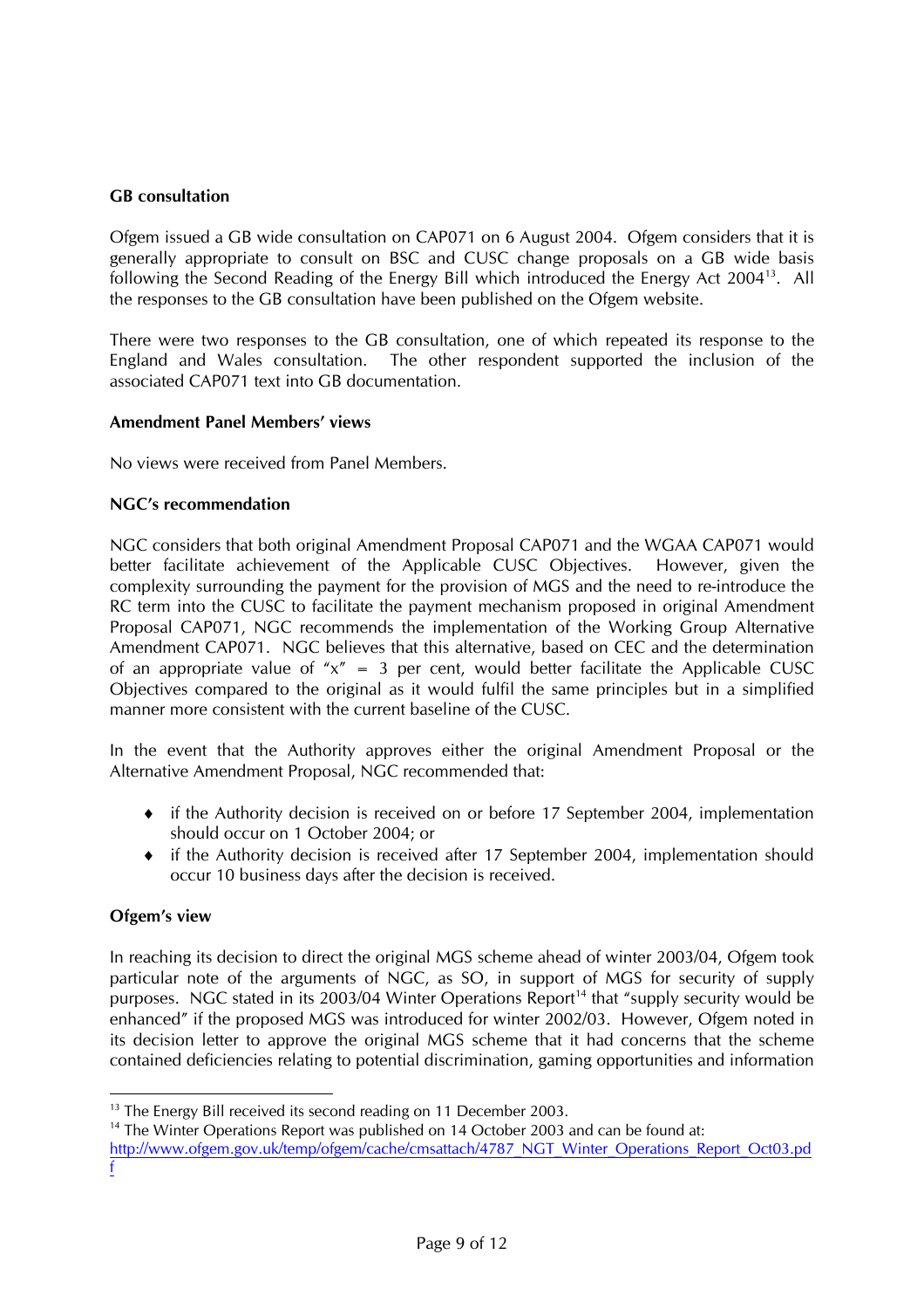**GB consultation**

Ofgem issued a GB wide consultation on CAP071 on 6 August 2004. Ofgem considers that it is generally appropriate to consult on BSC and CUSC change proposals on a GB wide basis following the Second Reading of the Energy Bill which introduced the Energy Act 2004[13]. All the responses to the GB consultation have been published on the Ofgem website.

There were two responses to the GB consultation, one of which repeated its response to the England and Wales consultation. The other respondent supported the inclusion of the associated CAP071 text into GB documentation.

**Amendment Panel Members' views**

No views were received from Panel Members.

**NGC's recommendation**

NGC considers that both original Amendment Proposal CAP071 and the WGAA CAP071 would better facilitate achievement of the Applicable CUSC Objectives. However, given the complexity surrounding the payment for the provision of MGS and the need to re-introduce the RC term into the CUSC to facilitate the payment mechanism proposed in original Amendment Proposal CAP071, NGC recommends the implementation of the Working Group Alternative Amendment CAP071. NGC believes that this alternative, based on CEC and the determination of an appropriate value of "x" = 3 per cent, would better facilitate the Applicable CUSC Objectives compared to the original as it would fulfil the same principles but in a simplified manner more consistent with the current baseline of the CUSC.

In the event that the Authority approves either the original Amendment Proposal or the Alternative Amendment Proposal, NGC recommended that:

- if the Authority decision is received on or before 17 September 2004, implementation should occur on 1 October 2004; or
- if the Authority decision is received after 17 September 2004, implementation should occur 10 business days after the decision is received.

**Ofgem's view**

In reaching its decision to direct the original MGS scheme ahead of winter 2003/04, Ofgem took particular note of the arguments of NGC, as SO, in support of MGS for security of supply purposes. NGC stated in its 2003/04 Winter Operations Report[14] that "supply security would be enhanced" if the proposed MGS was introduced for winter 2002/03. However, Ofgem noted in its decision letter to approve the original MGS scheme that it had concerns that the scheme contained deficiencies relating to potential discrimination, gaming opportunities and information

---

[13] The Energy Bill received its second reading on 11 December 2003.

[14] The Winter Operations Report was published on 14 October 2003 and can be found at: http://www.ofgem.gov.uk/temp/ofgem/cache/cmsattach/4787_NGT_Winter_Operations_Report_Oct03.pdf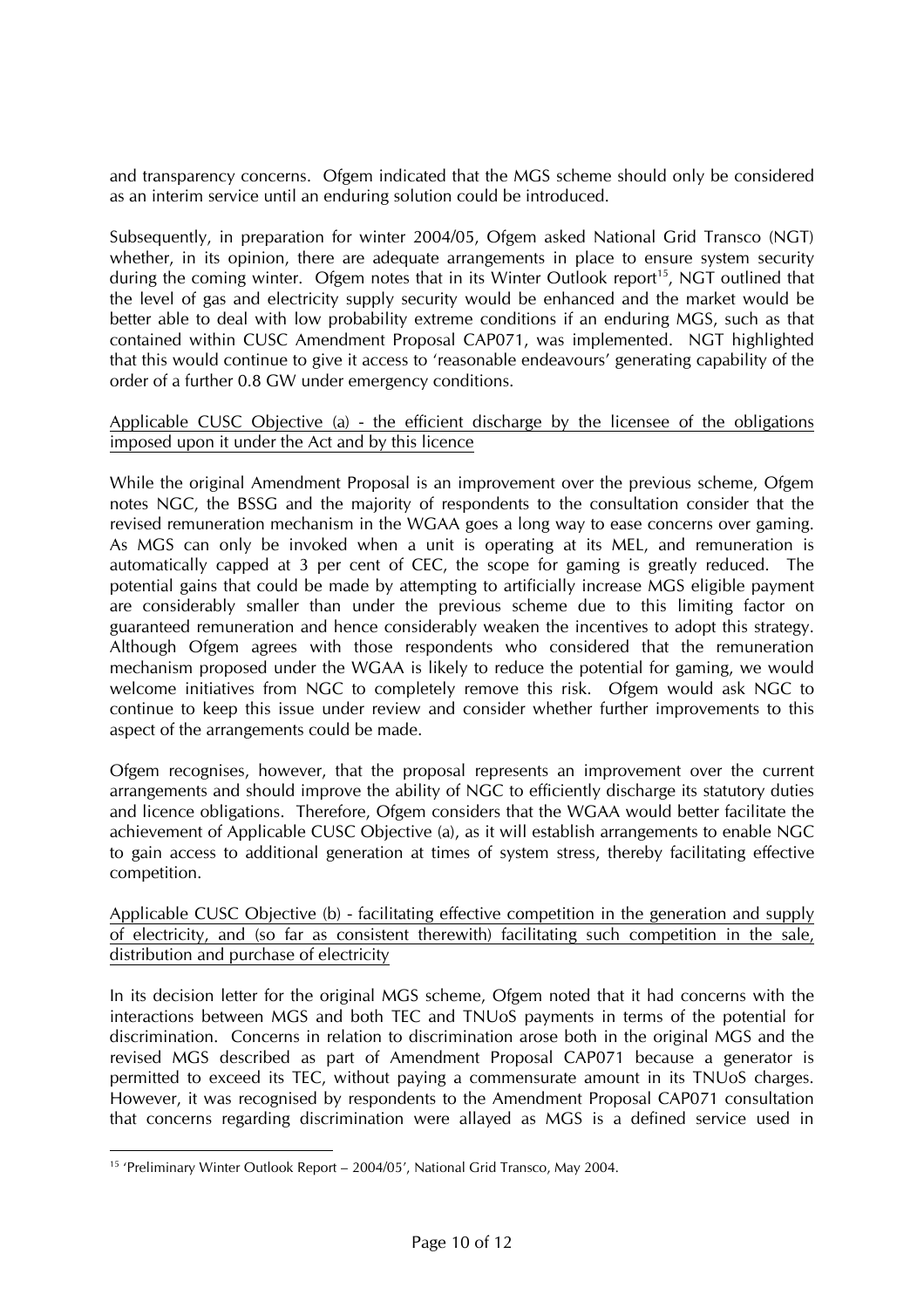and transparency concerns. Ofgem indicated that the MGS scheme should only be considered as an interim service until an enduring solution could be introduced.

Subsequently, in preparation for winter 2004/05, Ofgem asked National Grid Transco (NGT) whether, in its opinion, there are adequate arrangements in place to ensure system security during the coming winter. Ofgem notes that in its Winter Outlook report[15], NGT outlined that the level of gas and electricity supply security would be enhanced and the market would be better able to deal with low probability extreme conditions if an enduring MGS, such as that contained within CUSC Amendment Proposal CAP071, was implemented. NGT highlighted that this would continue to give it access to 'reasonable endeavours' generating capability of the order of a further 0.8 GW under emergency conditions.

<u>Applicable CUSC Objective (a) - the efficient discharge by the licensee of the obligations imposed upon it under the Act and by this licence</u>

While the original Amendment Proposal is an improvement over the previous scheme, Ofgem notes NGC, the BSSG and the majority of respondents to the consultation consider that the revised remuneration mechanism in the WGAA goes a long way to ease concerns over gaming. As MGS can only be invoked when a unit is operating at its MEL, and remuneration is automatically capped at 3 per cent of CEC, the scope for gaming is greatly reduced. The potential gains that could be made by attempting to artificially increase MGS eligible payment are considerably smaller than under the previous scheme due to this limiting factor on guaranteed remuneration and hence considerably weaken the incentives to adopt this strategy. Although Ofgem agrees with those respondents who considered that the remuneration mechanism proposed under the WGAA is likely to reduce the potential for gaming, we would welcome initiatives from NGC to completely remove this risk. Ofgem would ask NGC to continue to keep this issue under review and consider whether further improvements to this aspect of the arrangements could be made.

Ofgem recognises, however, that the proposal represents an improvement over the current arrangements and should improve the ability of NGC to efficiently discharge its statutory duties and licence obligations. Therefore, Ofgem considers that the WGAA would better facilitate the achievement of Applicable CUSC Objective (a), as it will establish arrangements to enable NGC to gain access to additional generation at times of system stress, thereby facilitating effective competition.

<u>Applicable CUSC Objective (b) - facilitating effective competition in the generation and supply of electricity, and (so far as consistent therewith) facilitating such competition in the sale, distribution and purchase of electricity</u>

In its decision letter for the original MGS scheme, Ofgem noted that it had concerns with the interactions between MGS and both TEC and TNUoS payments in terms of the potential for discrimination. Concerns in relation to discrimination arose both in the original MGS and the revised MGS described as part of Amendment Proposal CAP071 because a generator is permitted to exceed its TEC, without paying a commensurate amount in its TNUoS charges. However, it was recognised by respondents to the Amendment Proposal CAP071 consultation that concerns regarding discrimination were allayed as MGS is a defined service used in

---

[15] 'Preliminary Winter Outlook Report – 2004/05', National Grid Transco, May 2004.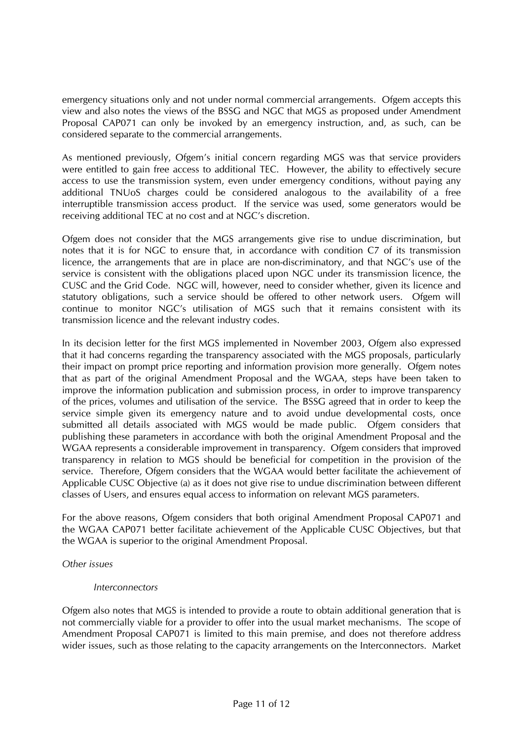emergency situations only and not under normal commercial arrangements. Ofgem accepts this view and also notes the views of the BSSG and NGC that MGS as proposed under Amendment Proposal CAP071 can only be invoked by an emergency instruction, and, as such, can be considered separate to the commercial arrangements.

As mentioned previously, Ofgem's initial concern regarding MGS was that service providers were entitled to gain free access to additional TEC. However, the ability to effectively secure access to use the transmission system, even under emergency conditions, without paying any additional TNUoS charges could be considered analogous to the availability of a free interruptible transmission access product. If the service was used, some generators would be receiving additional TEC at no cost and at NGC's discretion.

Ofgem does not consider that the MGS arrangements give rise to undue discrimination, but notes that it is for NGC to ensure that, in accordance with condition C7 of its transmission licence, the arrangements that are in place are non-discriminatory, and that NGC's use of the service is consistent with the obligations placed upon NGC under its transmission licence, the CUSC and the Grid Code. NGC will, however, need to consider whether, given its licence and statutory obligations, such a service should be offered to other network users. Ofgem will continue to monitor NGC's utilisation of MGS such that it remains consistent with its transmission licence and the relevant industry codes.

In its decision letter for the first MGS implemented in November 2003, Ofgem also expressed that it had concerns regarding the transparency associated with the MGS proposals, particularly their impact on prompt price reporting and information provision more generally. Ofgem notes that as part of the original Amendment Proposal and the WGAA, steps have been taken to improve the information publication and submission process, in order to improve transparency of the prices, volumes and utilisation of the service. The BSSG agreed that in order to keep the service simple given its emergency nature and to avoid undue developmental costs, once submitted all details associated with MGS would be made public. Ofgem considers that publishing these parameters in accordance with both the original Amendment Proposal and the WGAA represents a considerable improvement in transparency. Ofgem considers that improved transparency in relation to MGS should be beneficial for competition in the provision of the service. Therefore, Ofgem considers that the WGAA would better facilitate the achievement of Applicable CUSC Objective (a) as it does not give rise to undue discrimination between different classes of Users, and ensures equal access to information on relevant MGS parameters.

For the above reasons, Ofgem considers that both original Amendment Proposal CAP071 and the WGAA CAP071 better facilitate achievement of the Applicable CUSC Objectives, but that the WGAA is superior to the original Amendment Proposal.

*Other issues*

*Interconnectors*

Ofgem also notes that MGS is intended to provide a route to obtain additional generation that is not commercially viable for a provider to offer into the usual market mechanisms. The scope of Amendment Proposal CAP071 is limited to this main premise, and does not therefore address wider issues, such as those relating to the capacity arrangements on the Interconnectors. Market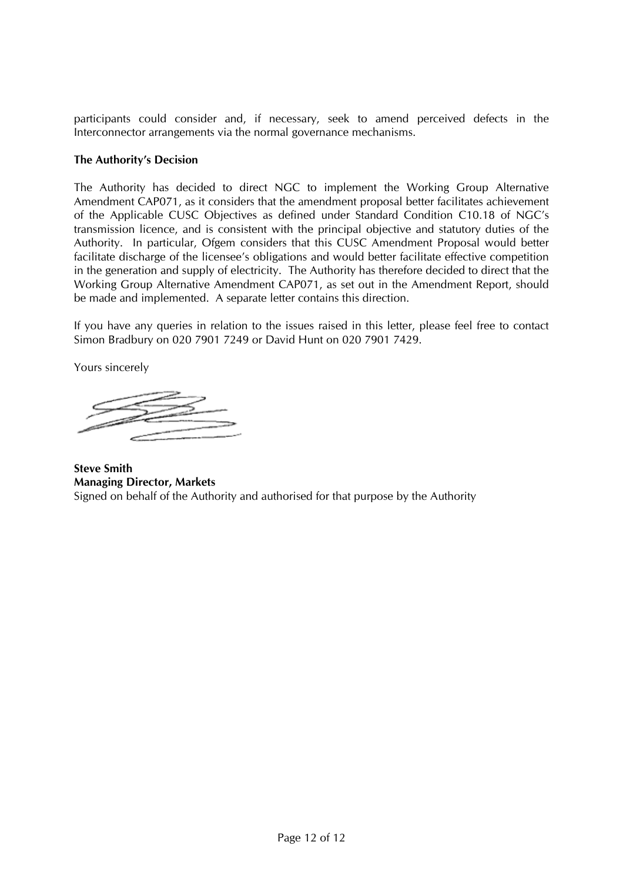participants could consider and, if necessary, seek to amend perceived defects in the Interconnector arrangements via the normal governance mechanisms.

**The Authority's Decision**

The Authority has decided to direct NGC to implement the Working Group Alternative Amendment CAP071, as it considers that the amendment proposal better facilitates achievement of the Applicable CUSC Objectives as defined under Standard Condition C10.18 of NGC's transmission licence, and is consistent with the principal objective and statutory duties of the Authority. In particular, Ofgem considers that this CUSC Amendment Proposal would better facilitate discharge of the licensee's obligations and would better facilitate effective competition in the generation and supply of electricity. The Authority has therefore decided to direct that the Working Group Alternative Amendment CAP071, as set out in the Amendment Report, should be made and implemented. A separate letter contains this direction.

If you have any queries in relation to the issues raised in this letter, please feel free to contact Simon Bradbury on 020 7901 7249 or David Hunt on 020 7901 7429.

Yours sincerely

**Steve Smith**
**Managing Director, Markets**
Signed on behalf of the Authority and authorised for that purpose by the Authority